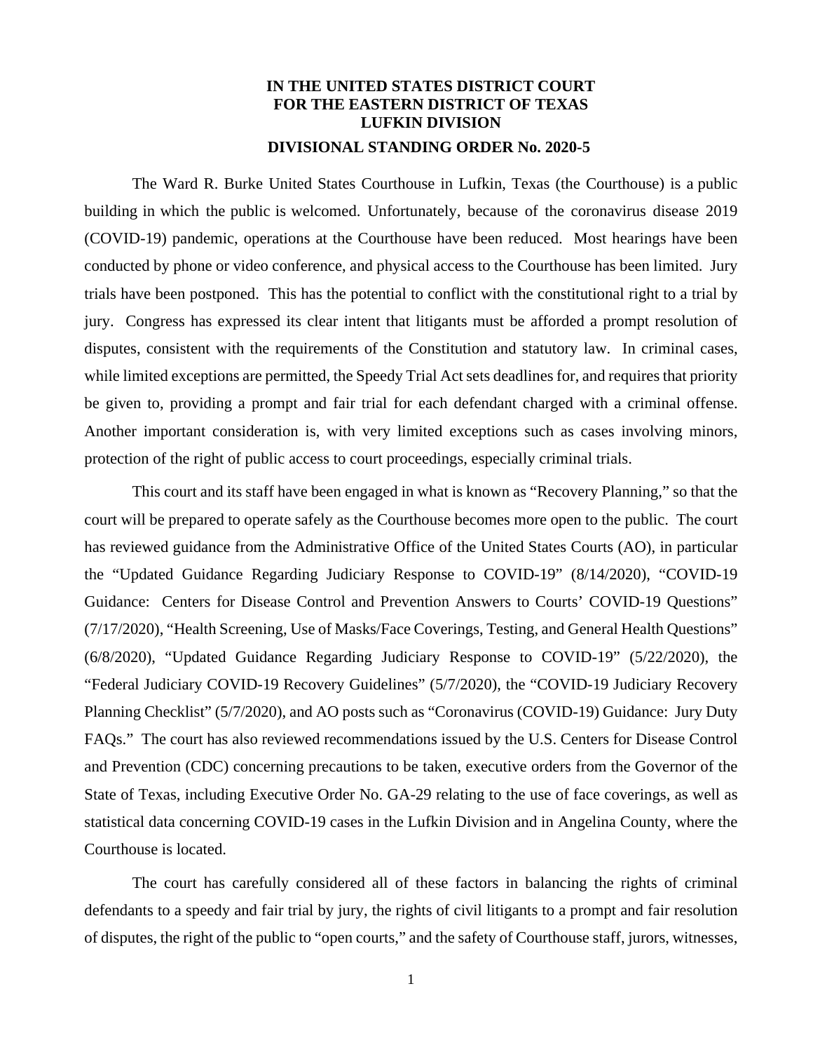**IN THE UNITED STATES DISTRICT COURT**
**FOR THE EASTERN DISTRICT OF TEXAS**
**LUFKIN DIVISION**

**DIVISIONAL STANDING ORDER No. 2020-5**

The Ward R. Burke United States Courthouse in Lufkin, Texas (the Courthouse) is a public building in which the public is welcomed. Unfortunately, because of the coronavirus disease 2019 (COVID-19) pandemic, operations at the Courthouse have been reduced. Most hearings have been conducted by phone or video conference, and physical access to the Courthouse has been limited. Jury trials have been postponed. This has the potential to conflict with the constitutional right to a trial by jury. Congress has expressed its clear intent that litigants must be afforded a prompt resolution of disputes, consistent with the requirements of the Constitution and statutory law. In criminal cases, while limited exceptions are permitted, the Speedy Trial Act sets deadlines for, and requires that priority be given to, providing a prompt and fair trial for each defendant charged with a criminal offense. Another important consideration is, with very limited exceptions such as cases involving minors, protection of the right of public access to court proceedings, especially criminal trials.

This court and its staff have been engaged in what is known as "Recovery Planning," so that the court will be prepared to operate safely as the Courthouse becomes more open to the public. The court has reviewed guidance from the Administrative Office of the United States Courts (AO), in particular the "Updated Guidance Regarding Judiciary Response to COVID-19" (8/14/2020), "COVID-19 Guidance: Centers for Disease Control and Prevention Answers to Courts' COVID-19 Questions" (7/17/2020), "Health Screening, Use of Masks/Face Coverings, Testing, and General Health Questions" (6/8/2020), "Updated Guidance Regarding Judiciary Response to COVID-19" (5/22/2020), the "Federal Judiciary COVID-19 Recovery Guidelines" (5/7/2020), the "COVID-19 Judiciary Recovery Planning Checklist" (5/7/2020), and AO posts such as "Coronavirus (COVID-19) Guidance: Jury Duty FAQs." The court has also reviewed recommendations issued by the U.S. Centers for Disease Control and Prevention (CDC) concerning precautions to be taken, executive orders from the Governor of the State of Texas, including Executive Order No. GA-29 relating to the use of face coverings, as well as statistical data concerning COVID-19 cases in the Lufkin Division and in Angelina County, where the Courthouse is located.

The court has carefully considered all of these factors in balancing the rights of criminal defendants to a speedy and fair trial by jury, the rights of civil litigants to a prompt and fair resolution of disputes, the right of the public to "open courts," and the safety of Courthouse staff, jurors, witnesses,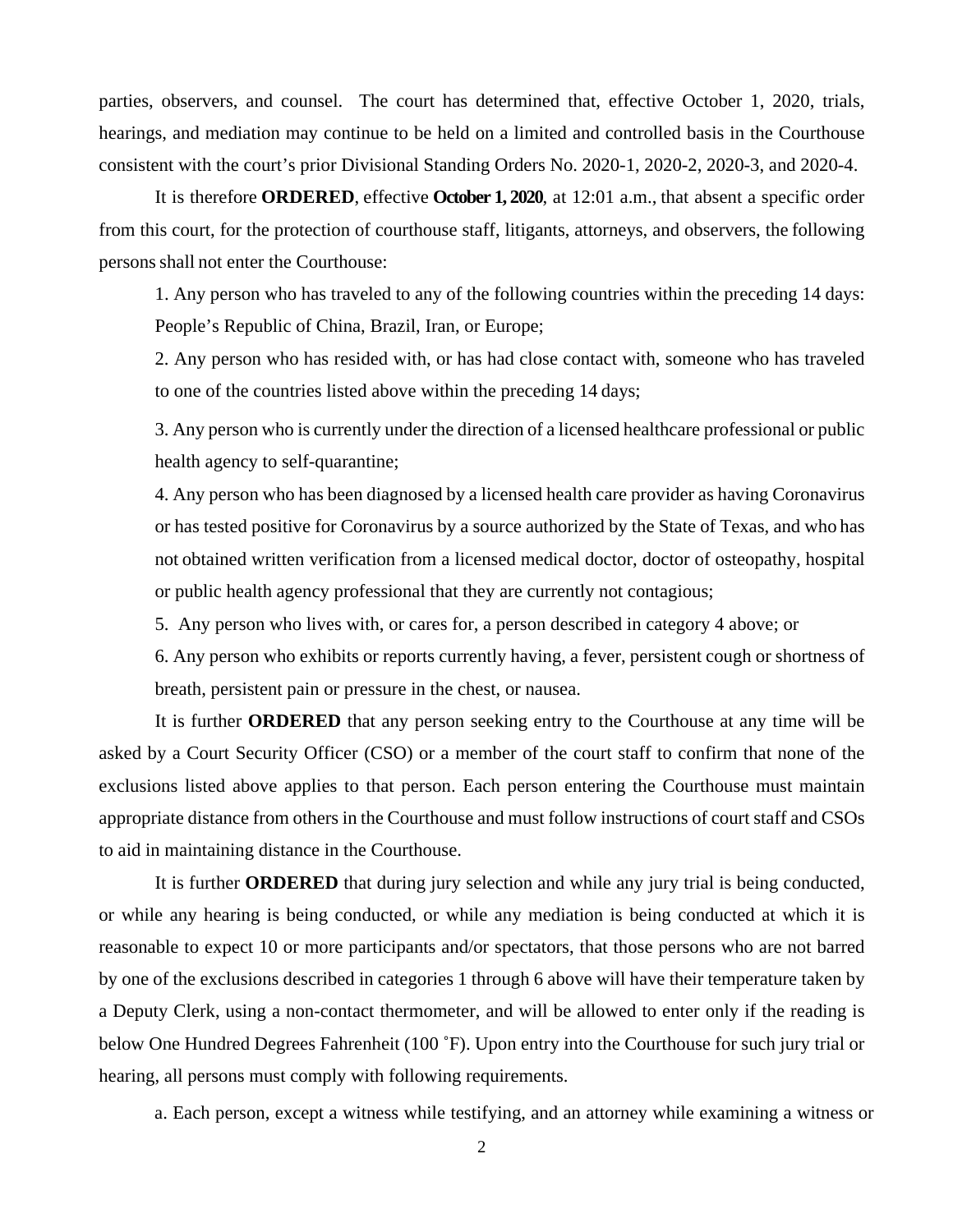parties, observers, and counsel. The court has determined that, effective October 1, 2020, trials, hearings, and mediation may continue to be held on a limited and controlled basis in the Courthouse consistent with the court's prior Divisional Standing Orders No. 2020-1, 2020-2, 2020-3, and 2020-4.

It is therefore **ORDERED**, effective **October 1, 2020**, at 12:01 a.m., that absent a specific order from this court, for the protection of courthouse staff, litigants, attorneys, and observers, the following persons shall not enter the Courthouse:

1. Any person who has traveled to any of the following countries within the preceding 14 days: People's Republic of China, Brazil, Iran, or Europe;

2. Any person who has resided with, or has had close contact with, someone who has traveled to one of the countries listed above within the preceding 14 days;

3. Any person who is currently under the direction of a licensed healthcare professional or public health agency to self-quarantine;

4. Any person who has been diagnosed by a licensed health care provider as having Coronavirus or has tested positive for Coronavirus by a source authorized by the State of Texas, and who has not obtained written verification from a licensed medical doctor, doctor of osteopathy, hospital or public health agency professional that they are currently not contagious;

5. Any person who lives with, or cares for, a person described in category 4 above; or

6. Any person who exhibits or reports currently having, a fever, persistent cough or shortness of breath, persistent pain or pressure in the chest, or nausea.

It is further **ORDERED** that any person seeking entry to the Courthouse at any time will be asked by a Court Security Officer (CSO) or a member of the court staff to confirm that none of the exclusions listed above applies to that person. Each person entering the Courthouse must maintain appropriate distance from others in the Courthouse and must follow instructions of court staff and CSOs to aid in maintaining distance in the Courthouse.

It is further **ORDERED** that during jury selection and while any jury trial is being conducted, or while any hearing is being conducted, or while any mediation is being conducted at which it is reasonable to expect 10 or more participants and/or spectators, that those persons who are not barred by one of the exclusions described in categories 1 through 6 above will have their temperature taken by a Deputy Clerk, using a non-contact thermometer, and will be allowed to enter only if the reading is below One Hundred Degrees Fahrenheit (100 ˚F). Upon entry into the Courthouse for such jury trial or hearing, all persons must comply with following requirements.

a. Each person, except a witness while testifying, and an attorney while examining a witness or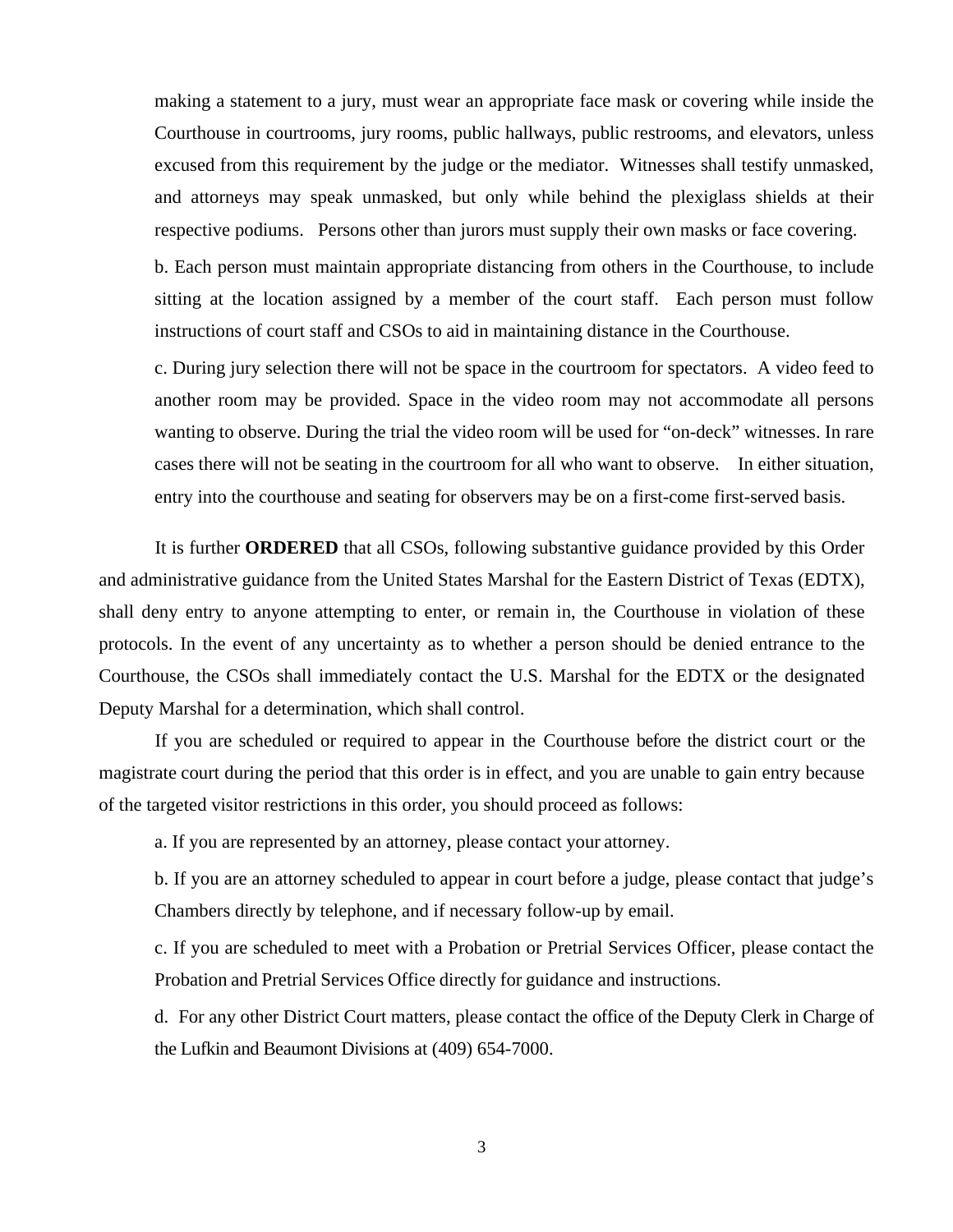making a statement to a jury, must wear an appropriate face mask or covering while inside the Courthouse in courtrooms, jury rooms, public hallways, public restrooms, and elevators, unless excused from this requirement by the judge or the mediator. Witnesses shall testify unmasked, and attorneys may speak unmasked, but only while behind the plexiglass shields at their respective podiums. Persons other than jurors must supply their own masks or face covering.

b. Each person must maintain appropriate distancing from others in the Courthouse, to include sitting at the location assigned by a member of the court staff. Each person must follow instructions of court staff and CSOs to aid in maintaining distance in the Courthouse.

c. During jury selection there will not be space in the courtroom for spectators. A video feed to another room may be provided. Space in the video room may not accommodate all persons wanting to observe. During the trial the video room will be used for "on-deck" witnesses. In rare cases there will not be seating in the courtroom for all who want to observe. In either situation, entry into the courthouse and seating for observers may be on a first-come first-served basis.

It is further **ORDERED** that all CSOs, following substantive guidance provided by this Order and administrative guidance from the United States Marshal for the Eastern District of Texas (EDTX), shall deny entry to anyone attempting to enter, or remain in, the Courthouse in violation of these protocols. In the event of any uncertainty as to whether a person should be denied entrance to the Courthouse, the CSOs shall immediately contact the U.S. Marshal for the EDTX or the designated Deputy Marshal for a determination, which shall control.

If you are scheduled or required to appear in the Courthouse before the district court or the magistrate court during the period that this order is in effect, and you are unable to gain entry because of the targeted visitor restrictions in this order, you should proceed as follows:

a. If you are represented by an attorney, please contact your attorney.

b. If you are an attorney scheduled to appear in court before a judge, please contact that judge's Chambers directly by telephone, and if necessary follow-up by email.

c. If you are scheduled to meet with a Probation or Pretrial Services Officer, please contact the Probation and Pretrial Services Office directly for guidance and instructions.

d. For any other District Court matters, please contact the office of the Deputy Clerk in Charge of the Lufkin and Beaumont Divisions at (409) 654-7000.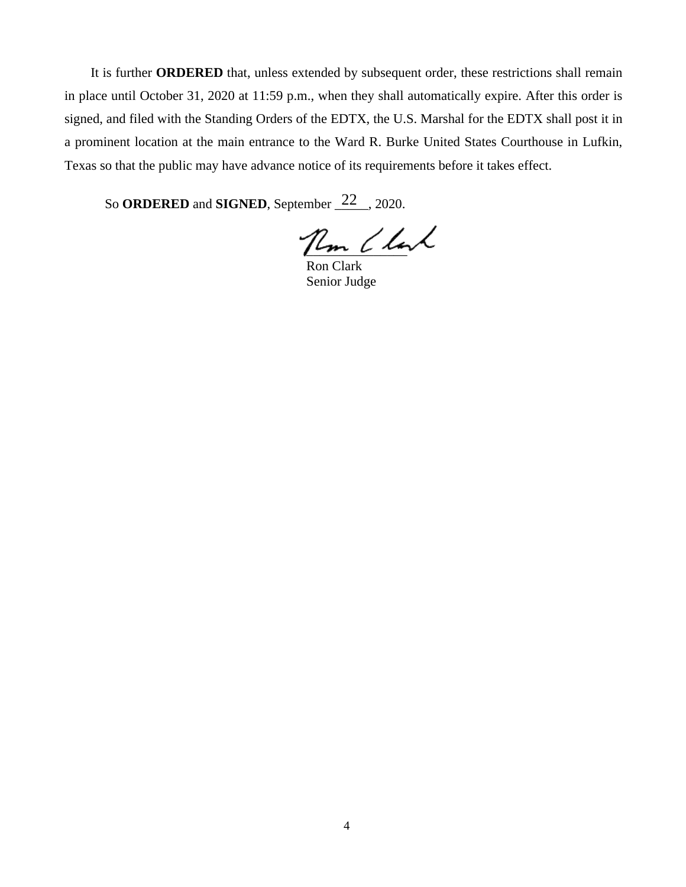It is further **ORDERED** that, unless extended by subsequent order, these restrictions shall remain in place until October 31, 2020 at 11:59 p.m., when they shall automatically expire. After this order is signed, and filed with the Standing Orders of the EDTX, the U.S. Marshal for the EDTX shall post it in a prominent location at the main entrance to the Ward R. Burke United States Courthouse in Lufkin, Texas so that the public may have advance notice of its requirements before it takes effect.

So **ORDERED** and **SIGNED**, September 22, 2020.

Ron Clark
Senior Judge